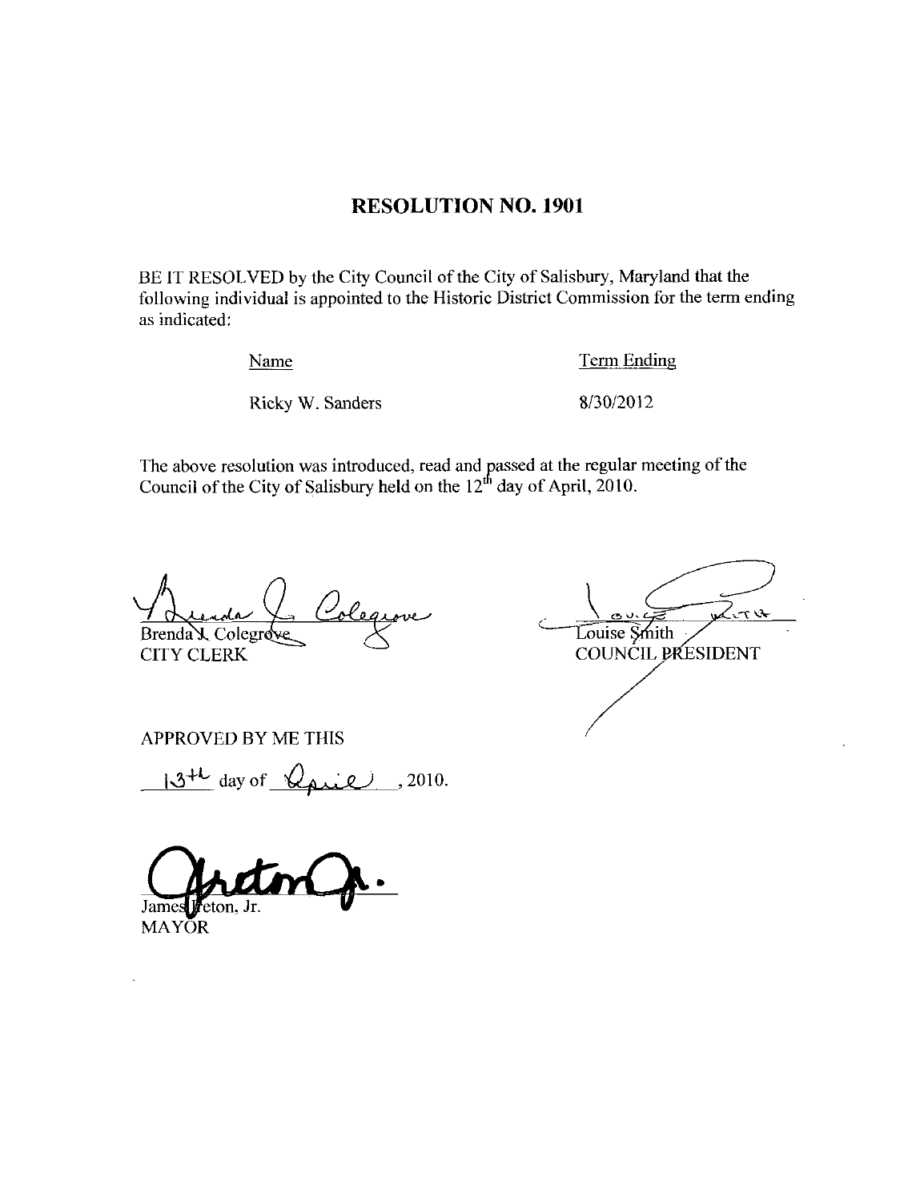# RESOLUTION NO. 1901

BE IT RESOLVED by the City Council of the City of Salisbury, Maryland that the following individual is appointed to the Historic District Commission for the term ending as indicated:

| Name | Term Ending |
| --- | --- |
| Ricky W. Sanders | 8/30/2012 |

The above resolution was introduced, read and passed at the regular meeting of the Council of the City of Salisbury held on the 12th day of April, 2010.

Brenda J. Colegrove
CITY CLERK

Louise Smith
COUNCIL PRESIDENT

APPROVED BY ME THIS

13th day of April, 2010.

James Ireton, Jr.
MAYOR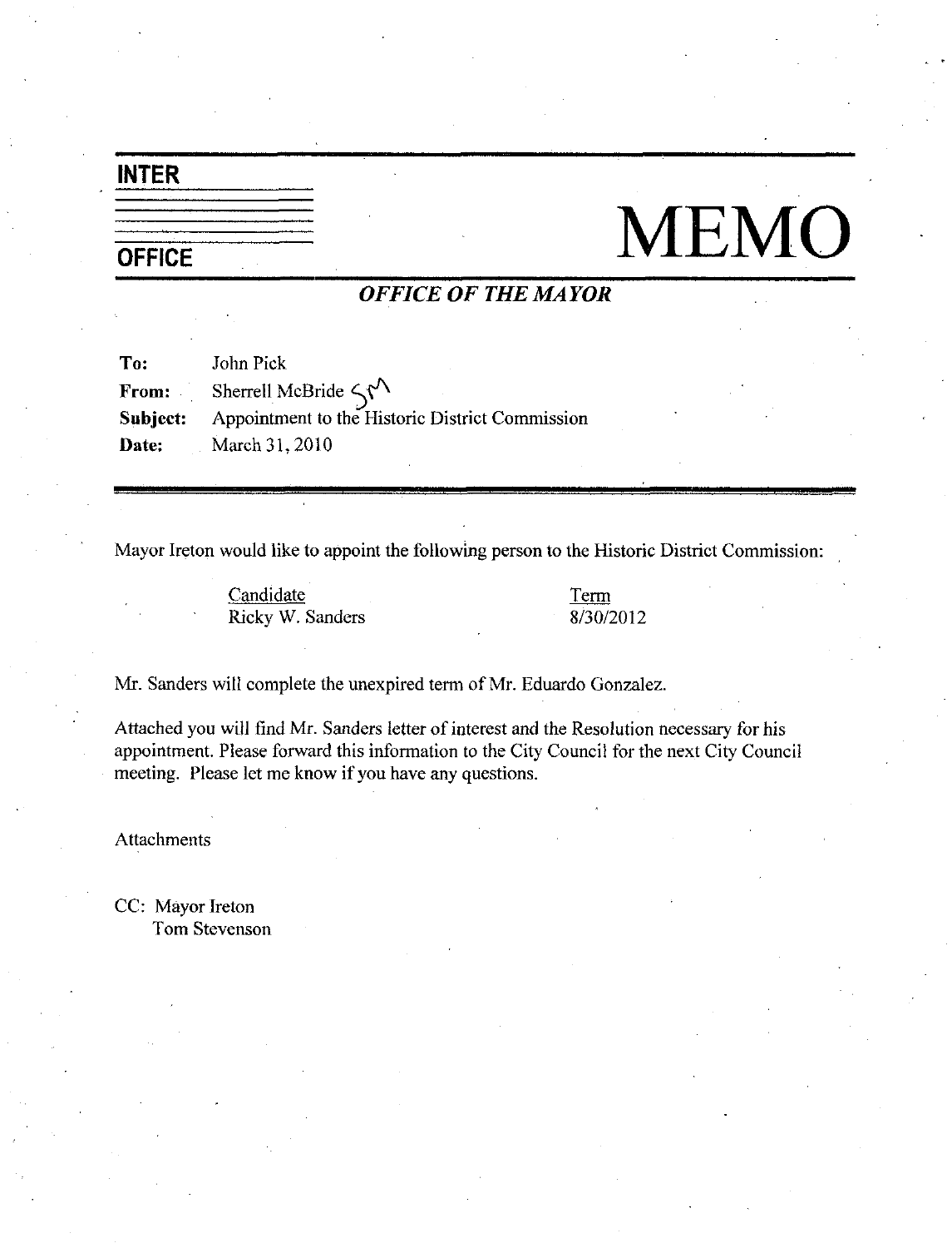**INTER**

**OFFICE**

# MEMO

***OFFICE OF THE MAYOR***

**To:** John Pick
**From:** Sherrell McBride SM
**Subject:** Appointment to the Historic District Commission
**Date:** March 31, 2010

---

Mayor Ireton would like to appoint the following person to the Historic District Commission:

| Candidate | Term |
| --- | --- |
| Ricky W. Sanders | 8/30/2012 |

Mr. Sanders will complete the unexpired term of Mr. Eduardo Gonzalez.

Attached you will find Mr. Sanders letter of interest and the Resolution necessary for his appointment. Please forward this information to the City Council for the next City Council meeting. Please let me know if you have any questions.

Attachments

CC: Mayor Ireton
Tom Stevenson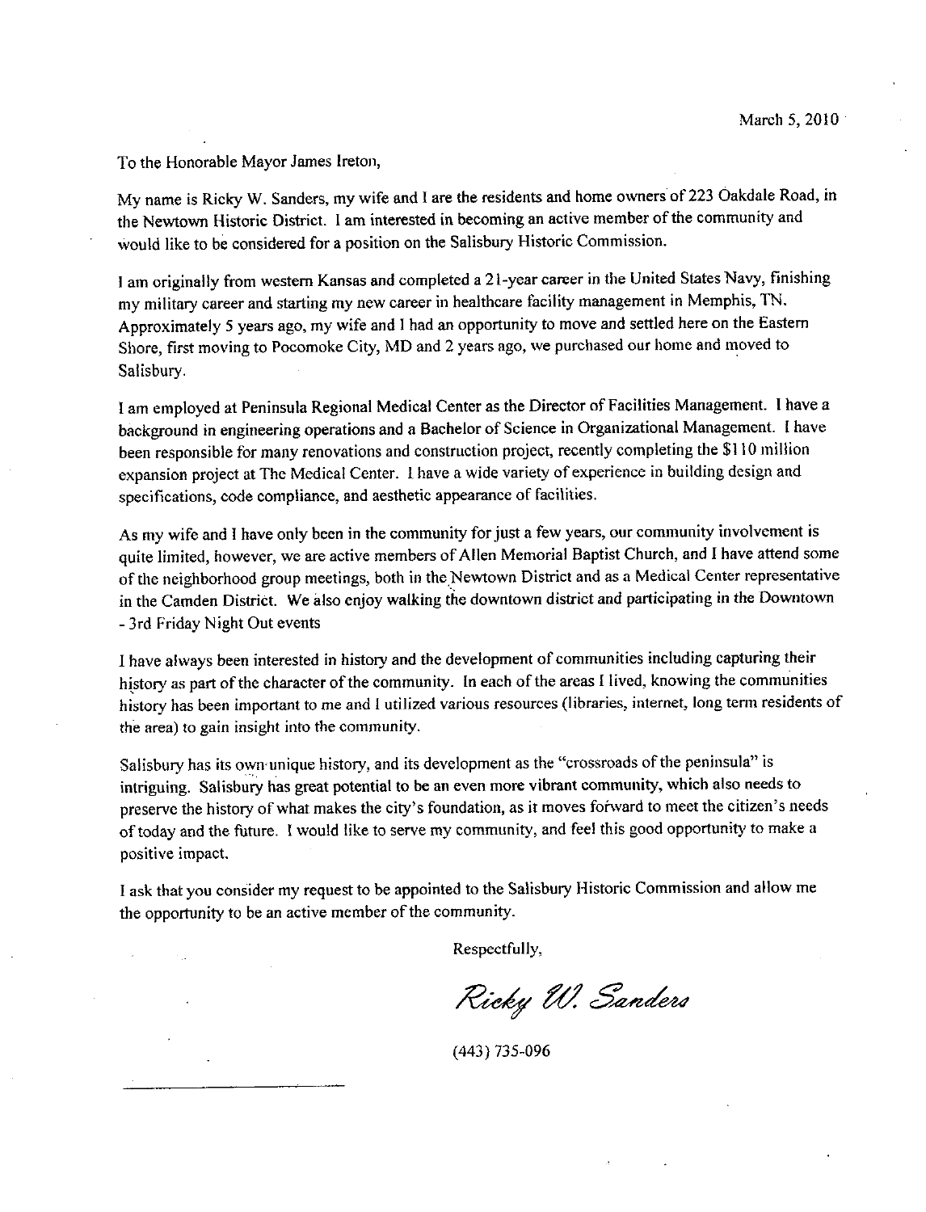March 5, 2010

To the Honorable Mayor James Ireton,

My name is Ricky W. Sanders, my wife and I are the residents and home owners of 223 Oakdale Road, in the Newtown Historic District. I am interested in becoming an active member of the community and would like to be considered for a position on the Salisbury Historic Commission.

I am originally from western Kansas and completed a 21-year career in the United States Navy, finishing my military career and starting my new career in healthcare facility management in Memphis, TN. Approximately 5 years ago, my wife and I had an opportunity to move and settled here on the Eastern Shore, first moving to Pocomoke City, MD and 2 years ago, we purchased our home and moved to Salisbury.

I am employed at Peninsula Regional Medical Center as the Director of Facilities Management. I have a background in engineering operations and a Bachelor of Science in Organizational Management. I have been responsible for many renovations and construction project, recently completing the $110 million expansion project at The Medical Center. I have a wide variety of experience in building design and specifications, code compliance, and aesthetic appearance of facilities.

As my wife and I have only been in the community for just a few years, our community involvement is quite limited, however, we are active members of Allen Memorial Baptist Church, and I have attend some of the neighborhood group meetings, both in the Newtown District and as a Medical Center representative in the Camden District. We also enjoy walking the downtown district and participating in the Downtown - 3rd Friday Night Out events

I have always been interested in history and the development of communities including capturing their history as part of the character of the community. In each of the areas I lived, knowing the communities history has been important to me and I utilized various resources (libraries, internet, long term residents of the area) to gain insight into the community.

Salisbury has its own unique history, and its development as the "crossroads of the peninsula" is intriguing. Salisbury has great potential to be an even more vibrant community, which also needs to preserve the history of what makes the city's foundation, as it moves forward to meet the citizen's needs of today and the future. I would like to serve my community, and feel this good opportunity to make a positive impact.

I ask that you consider my request to be appointed to the Salisbury Historic Commission and allow me the opportunity to be an active member of the community.

Respectfully,

*Ricky W. Sanders*

(443) 735-096